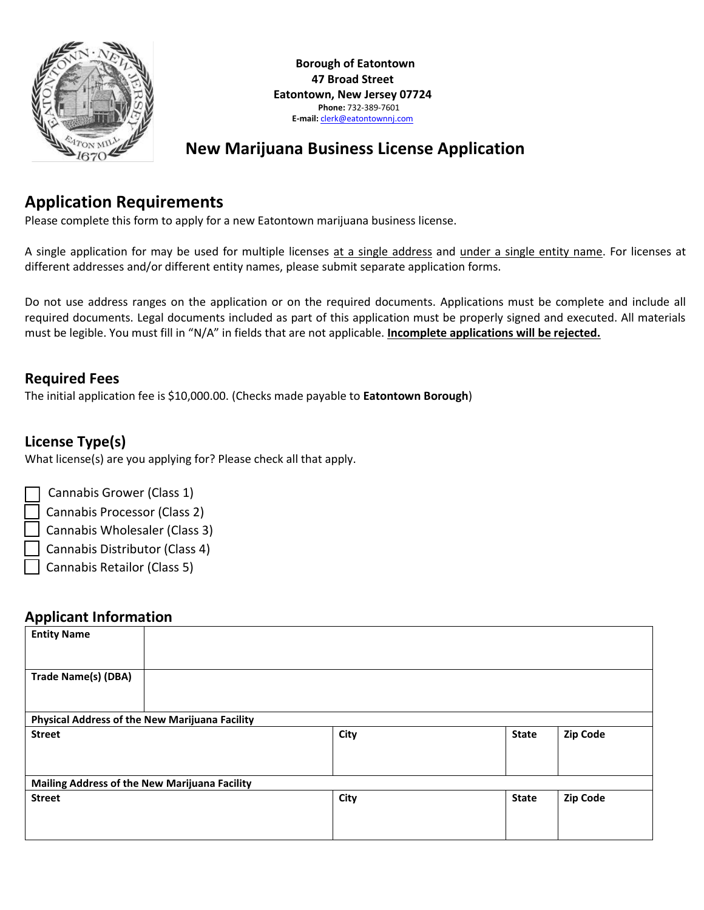**Borough of Eatontown**
**47 Broad Street**
**Eatontown, New Jersey 07724**
**Phone:** 732-389-7601
**E-mail:** clerk@eatontownnj.com

# New Marijuana Business License Application

## Application Requirements

Please complete this form to apply for a new Eatontown marijuana business license.

A single application for may be used for multiple licenses at a single address and under a single entity name. For licenses at different addresses and/or different entity names, please submit separate application forms.

Do not use address ranges on the application or on the required documents. Applications must be complete and include all required documents. Legal documents included as part of this application must be properly signed and executed. All materials must be legible. You must fill in "N/A" in fields that are not applicable. **Incomplete applications will be rejected.**

### Required Fees

The initial application fee is $10,000.00. (Checks made payable to **Eatontown Borough**)

### License Type(s)

What license(s) are you applying for? Please check all that apply.

- ☐ Cannabis Grower (Class 1)
- ☐ Cannabis Processor (Class 2)
- ☐ Cannabis Wholesaler (Class 3)
- ☐ Cannabis Distributor (Class 4)
- ☐ Cannabis Retailor (Class 5)

### Applicant Information

| **Entity Name** | | | |
|---|---|---|---|
| **Trade Name(s) (DBA)** | | | |
| **Physical Address of the New Marijuana Facility** | | | |
| **Street** | **City** | **State** | **Zip Code** |
| | | | |
| **Mailing Address of the New Marijuana Facility** | | | |
| **Street** | **City** | **State** | **Zip Code** |
| | | | |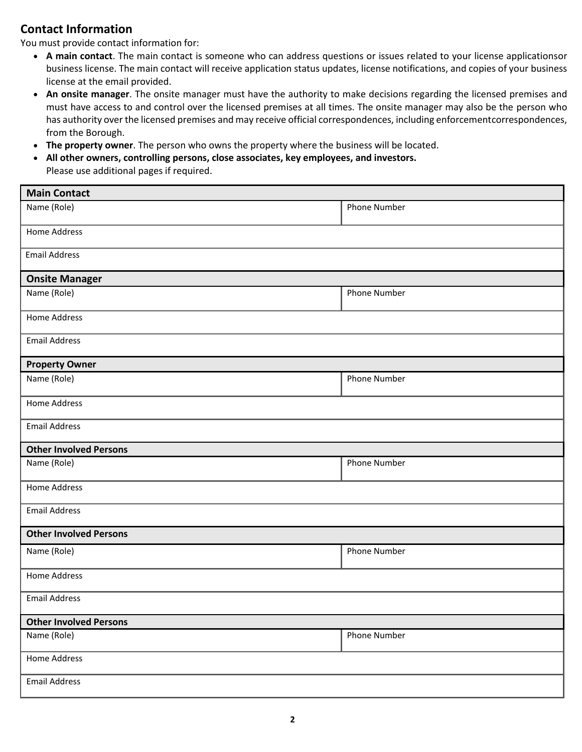## Contact Information

You must provide contact information for:

- **A main contact**. The main contact is someone who can address questions or issues related to your license applicationsor business license. The main contact will receive application status updates, license notifications, and copies of your business license at the email provided.
- **An onsite manager**. The onsite manager must have the authority to make decisions regarding the licensed premises and must have access to and control over the licensed premises at all times. The onsite manager may also be the person who has authority over the licensed premises and may receive official correspondences, including enforcementcorrespondences, from the Borough.
- **The property owner**. The person who owns the property where the business will be located.
- **All other owners, controlling persons, close associates, key employees, and investors.**
  Please use additional pages if required.

| **Main Contact** | |
|---|---|
| Name (Role) | Phone Number |
| Home Address | |
| Email Address | |

| **Onsite Manager** | |
|---|---|
| Name (Role) | Phone Number |
| Home Address | |
| Email Address | |

| **Property Owner** | |
|---|---|
| Name (Role) | Phone Number |
| Home Address | |
| Email Address | |

| **Other Involved Persons** | |
|---|---|
| Name (Role) | Phone Number |
| Home Address | |
| Email Address | |

| **Other Involved Persons** | |
|---|---|
| Name (Role) | Phone Number |
| Home Address | |
| Email Address | |

| **Other Involved Persons** | |
|---|---|
| Name (Role) | Phone Number |
| Home Address | |
| Email Address | |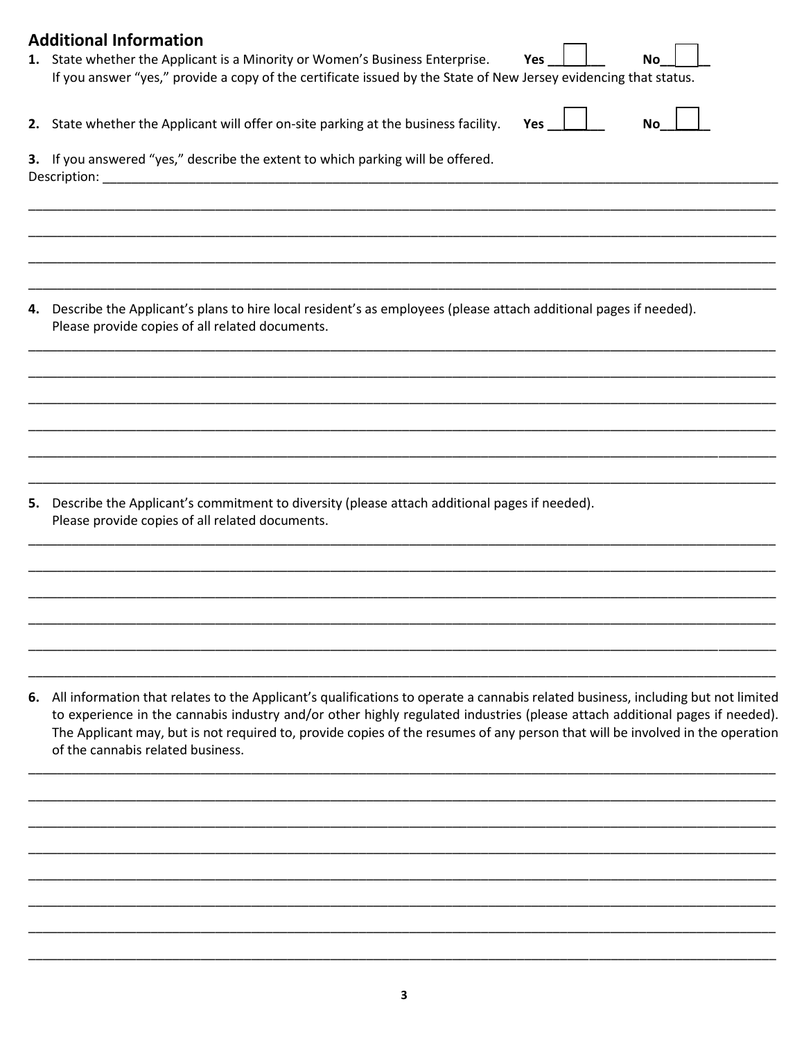## Additional Information

1. State whether the Applicant is a Minority or Women's Business Enterprise. **Yes** ☐ **No** ☐
   If you answer "yes," provide a copy of the certificate issued by the State of New Jersey evidencing that status.

2. State whether the Applicant will offer on-site parking at the business facility. **Yes** ☐ **No** ☐

3. If you answered "yes," describe the extent to which parking will be offered.
   Description: ____________________________________________________________

____________________________________________________________

____________________________________________________________

____________________________________________________________

____________________________________________________________

4. Describe the Applicant's plans to hire local resident's as employees (please attach additional pages if needed).
   Please provide copies of all related documents.

____________________________________________________________

____________________________________________________________

____________________________________________________________

____________________________________________________________

____________________________________________________________

____________________________________________________________

5. Describe the Applicant's commitment to diversity (please attach additional pages if needed).
   Please provide copies of all related documents.

____________________________________________________________

____________________________________________________________

____________________________________________________________

____________________________________________________________

____________________________________________________________

____________________________________________________________

6. All information that relates to the Applicant's qualifications to operate a cannabis related business, including but not limited to experience in the cannabis industry and/or other highly regulated industries (please attach additional pages if needed). The Applicant may, but is not required to, provide copies of the resumes of any person that will be involved in the operation of the cannabis related business.

____________________________________________________________

____________________________________________________________

____________________________________________________________

____________________________________________________________

____________________________________________________________

____________________________________________________________

____________________________________________________________

____________________________________________________________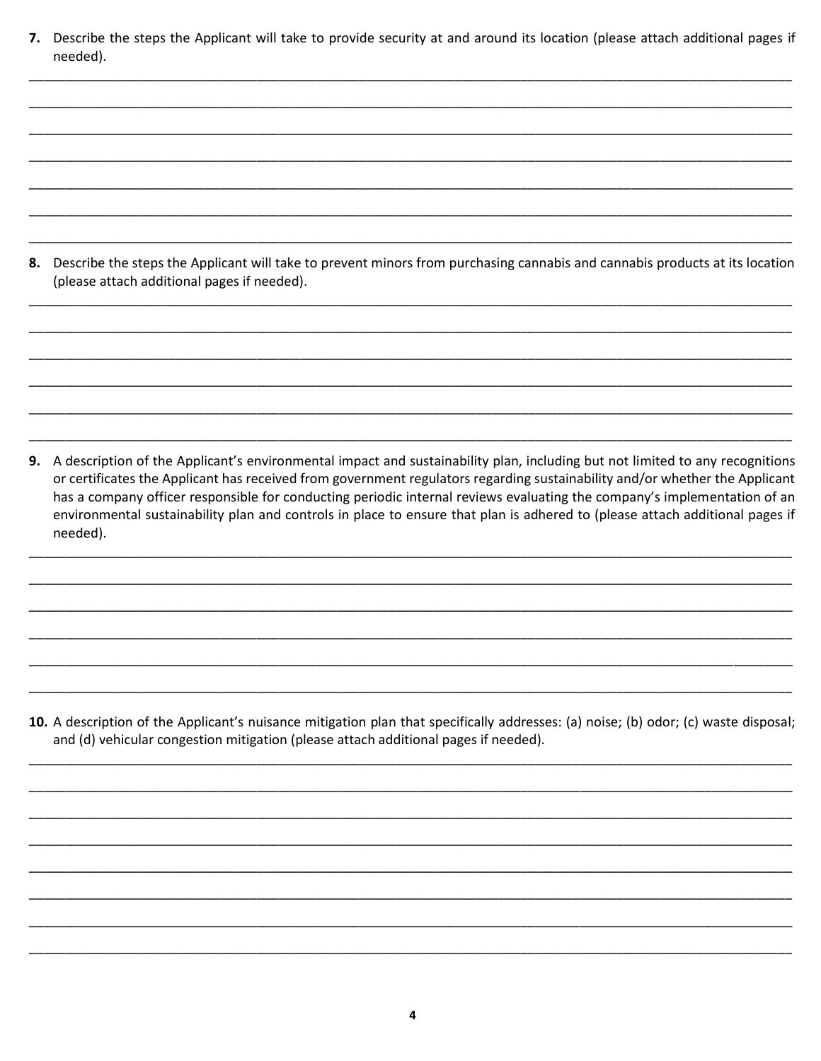7. Describe the steps the Applicant will take to provide security at and around its location (please attach additional pages if needed).

_______________________________________________________________________________________________

_______________________________________________________________________________________________

_______________________________________________________________________________________________

_______________________________________________________________________________________________

_______________________________________________________________________________________________

_______________________________________________________________________________________________

_______________________________________________________________________________________________

8. Describe the steps the Applicant will take to prevent minors from purchasing cannabis and cannabis products at its location (please attach additional pages if needed).

_______________________________________________________________________________________________

_______________________________________________________________________________________________

_______________________________________________________________________________________________

_______________________________________________________________________________________________

_______________________________________________________________________________________________

_______________________________________________________________________________________________

9. A description of the Applicant's environmental impact and sustainability plan, including but not limited to any recognitions or certificates the Applicant has received from government regulators regarding sustainability and/or whether the Applicant has a company officer responsible for conducting periodic internal reviews evaluating the company's implementation of an environmental sustainability plan and controls in place to ensure that plan is adhered to (please attach additional pages if needed).

_______________________________________________________________________________________________

_______________________________________________________________________________________________

_______________________________________________________________________________________________

_______________________________________________________________________________________________

_______________________________________________________________________________________________

_______________________________________________________________________________________________

10. A description of the Applicant's nuisance mitigation plan that specifically addresses: (a) noise; (b) odor; (c) waste disposal; and (d) vehicular congestion mitigation (please attach additional pages if needed).

_______________________________________________________________________________________________

_______________________________________________________________________________________________

_______________________________________________________________________________________________

_______________________________________________________________________________________________

_______________________________________________________________________________________________

_______________________________________________________________________________________________

_______________________________________________________________________________________________

_______________________________________________________________________________________________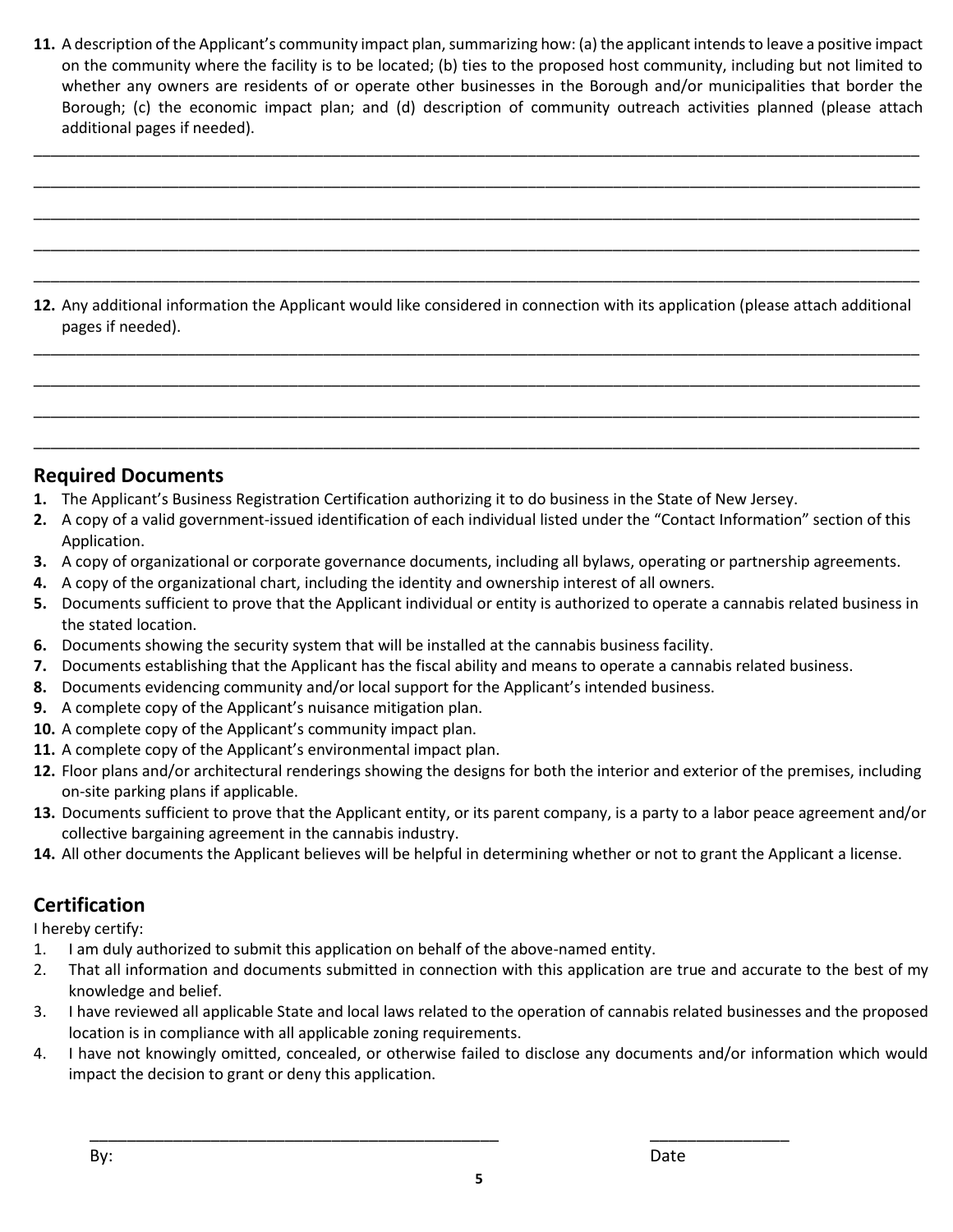11. A description of the Applicant's community impact plan, summarizing how: (a) the applicant intends to leave a positive impact on the community where the facility is to be located; (b) ties to the proposed host community, including but not limited to whether any owners are residents of or operate other businesses in the Borough and/or municipalities that border the Borough; (c) the economic impact plan; and (d) description of community outreach activities planned (please attach additional pages if needed).

______________________________________________________________________________

______________________________________________________________________________

______________________________________________________________________________

______________________________________________________________________________

______________________________________________________________________________

12. Any additional information the Applicant would like considered in connection with its application (please attach additional pages if needed).

______________________________________________________________________________

______________________________________________________________________________

______________________________________________________________________________

______________________________________________________________________________

## Required Documents

1. The Applicant's Business Registration Certification authorizing it to do business in the State of New Jersey.
2. A copy of a valid government-issued identification of each individual listed under the "Contact Information" section of this Application.
3. A copy of organizational or corporate governance documents, including all bylaws, operating or partnership agreements.
4. A copy of the organizational chart, including the identity and ownership interest of all owners.
5. Documents sufficient to prove that the Applicant individual or entity is authorized to operate a cannabis related business in the stated location.
6. Documents showing the security system that will be installed at the cannabis business facility.
7. Documents establishing that the Applicant has the fiscal ability and means to operate a cannabis related business.
8. Documents evidencing community and/or local support for the Applicant's intended business.
9. A complete copy of the Applicant's nuisance mitigation plan.
10. A complete copy of the Applicant's community impact plan.
11. A complete copy of the Applicant's environmental impact plan.
12. Floor plans and/or architectural renderings showing the designs for both the interior and exterior of the premises, including on-site parking plans if applicable.
13. Documents sufficient to prove that the Applicant entity, or its parent company, is a party to a labor peace agreement and/or collective bargaining agreement in the cannabis industry.
14. All other documents the Applicant believes will be helpful in determining whether or not to grant the Applicant a license.

## Certification

I hereby certify:

1. I am duly authorized to submit this application on behalf of the above-named entity.
2. That all information and documents submitted in connection with this application are true and accurate to the best of my knowledge and belief.
3. I have reviewed all applicable State and local laws related to the operation of cannabis related businesses and the proposed location is in compliance with all applicable zoning requirements.
4. I have not knowingly omitted, concealed, or otherwise failed to disclose any documents and/or information which would impact the decision to grant or deny this application.

______________________________________________ ________________

By: Date